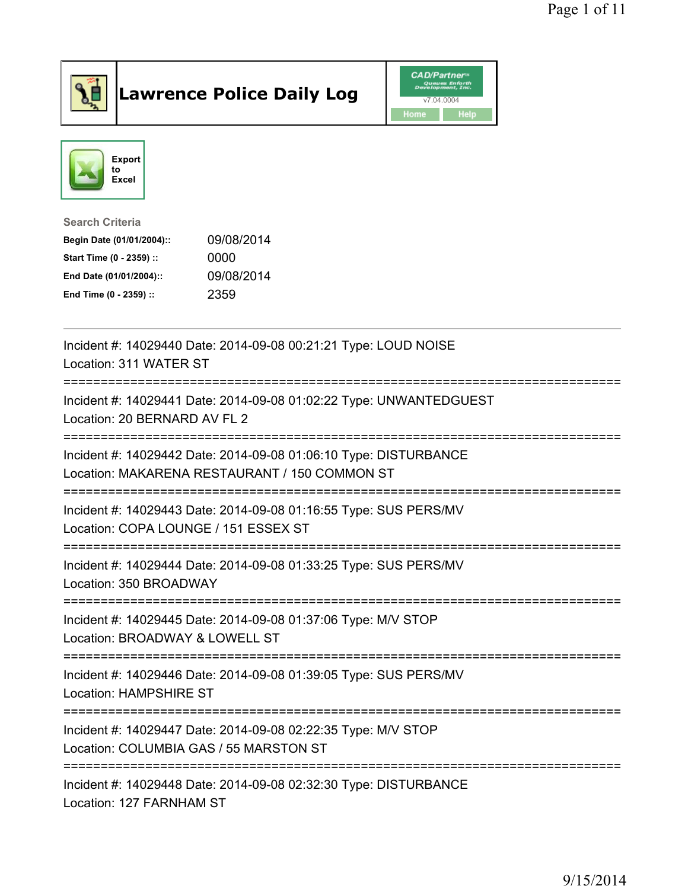# Lawrence Police Daily Log

CAD/Partner v7.04.0004

Home Help

Export to Excel

**Search Criteria**

| | |
|---|---|
| **Begin Date (01/01/2004)::** | 09/08/2014 |
| **Start Time (0 - 2359) ::** | 0000 |
| **End Date (01/01/2004)::** | 09/08/2014 |
| **End Time (0 - 2359) ::** | 2359 |

---

Incident #: 14029440 Date: 2014-09-08 00:21:21 Type: LOUD NOISE
Location: 311 WATER ST

===========================================================================

Incident #: 14029441 Date: 2014-09-08 01:02:22 Type: UNWANTEDGUEST
Location: 20 BERNARD AV FL 2

===========================================================================

Incident #: 14029442 Date: 2014-09-08 01:06:10 Type: DISTURBANCE
Location: MAKARENA RESTAURANT / 150 COMMON ST

===========================================================================

Incident #: 14029443 Date: 2014-09-08 01:16:55 Type: SUS PERS/MV
Location: COPA LOUNGE / 151 ESSEX ST

===========================================================================

Incident #: 14029444 Date: 2014-09-08 01:33:25 Type: SUS PERS/MV
Location: 350 BROADWAY

===========================================================================

Incident #: 14029445 Date: 2014-09-08 01:37:06 Type: M/V STOP
Location: BROADWAY & LOWELL ST

===========================================================================

Incident #: 14029446 Date: 2014-09-08 01:39:05 Type: SUS PERS/MV
Location: HAMPSHIRE ST

===========================================================================

Incident #: 14029447 Date: 2014-09-08 02:22:35 Type: M/V STOP
Location: COLUMBIA GAS / 55 MARSTON ST

===========================================================================

Incident #: 14029448 Date: 2014-09-08 02:32:30 Type: DISTURBANCE
Location: 127 FARNHAM ST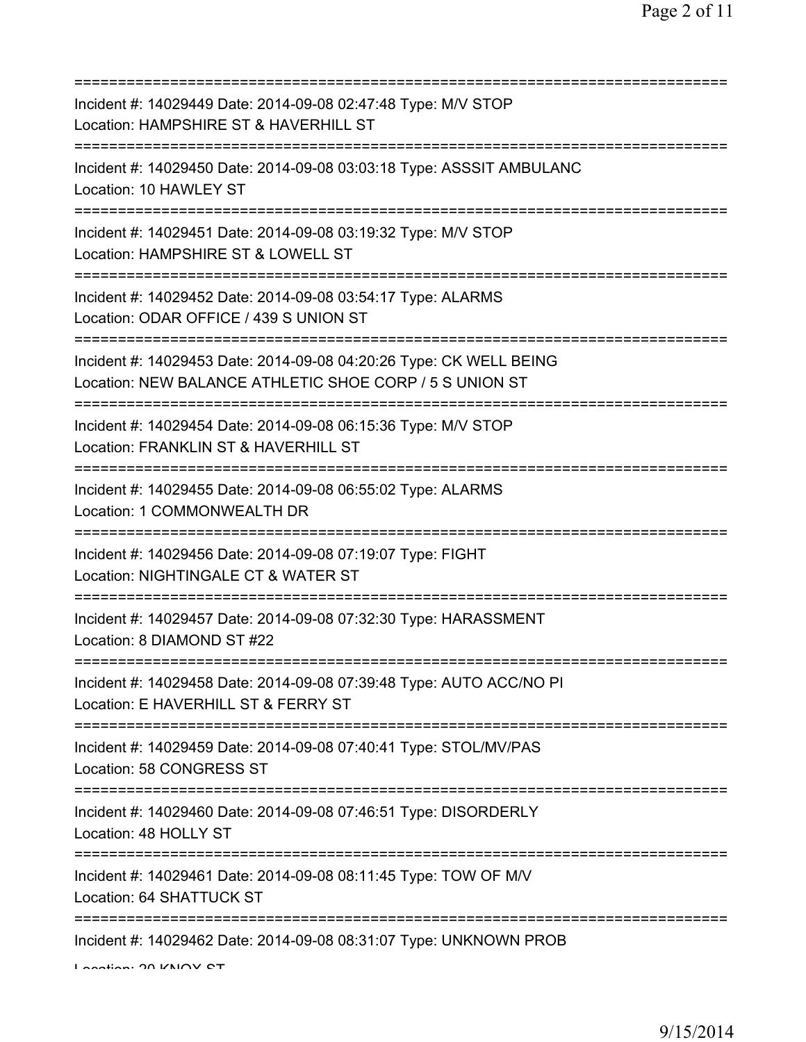===========================================================================
Incident #: 14029449 Date: 2014-09-08 02:47:48 Type: M/V STOP
Location: HAMPSHIRE ST & HAVERHILL ST
===========================================================================
Incident #: 14029450 Date: 2014-09-08 03:03:18 Type: ASSSIT AMBULANC
Location: 10 HAWLEY ST
===========================================================================
Incident #: 14029451 Date: 2014-09-08 03:19:32 Type: M/V STOP
Location: HAMPSHIRE ST & LOWELL ST
===========================================================================
Incident #: 14029452 Date: 2014-09-08 03:54:17 Type: ALARMS
Location: ODAR OFFICE / 439 S UNION ST
===========================================================================
Incident #: 14029453 Date: 2014-09-08 04:20:26 Type: CK WELL BEING
Location: NEW BALANCE ATHLETIC SHOE CORP / 5 S UNION ST
===========================================================================
Incident #: 14029454 Date: 2014-09-08 06:15:36 Type: M/V STOP
Location: FRANKLIN ST & HAVERHILL ST
===========================================================================
Incident #: 14029455 Date: 2014-09-08 06:55:02 Type: ALARMS
Location: 1 COMMONWEALTH DR
===========================================================================
Incident #: 14029456 Date: 2014-09-08 07:19:07 Type: FIGHT
Location: NIGHTINGALE CT & WATER ST
===========================================================================
Incident #: 14029457 Date: 2014-09-08 07:32:30 Type: HARASSMENT
Location: 8 DIAMOND ST #22
===========================================================================
Incident #: 14029458 Date: 2014-09-08 07:39:48 Type: AUTO ACC/NO PI
Location: E HAVERHILL ST & FERRY ST
===========================================================================
Incident #: 14029459 Date: 2014-09-08 07:40:41 Type: STOL/MV/PAS
Location: 58 CONGRESS ST
===========================================================================
Incident #: 14029460 Date: 2014-09-08 07:46:51 Type: DISORDERLY
Location: 48 HOLLY ST
===========================================================================
Incident #: 14029461 Date: 2014-09-08 08:11:45 Type: TOW OF M/V
Location: 64 SHATTUCK ST
===========================================================================
Incident #: 14029462 Date: 2014-09-08 08:31:07 Type: UNKNOWN PROB
Location: 20 KNOX ST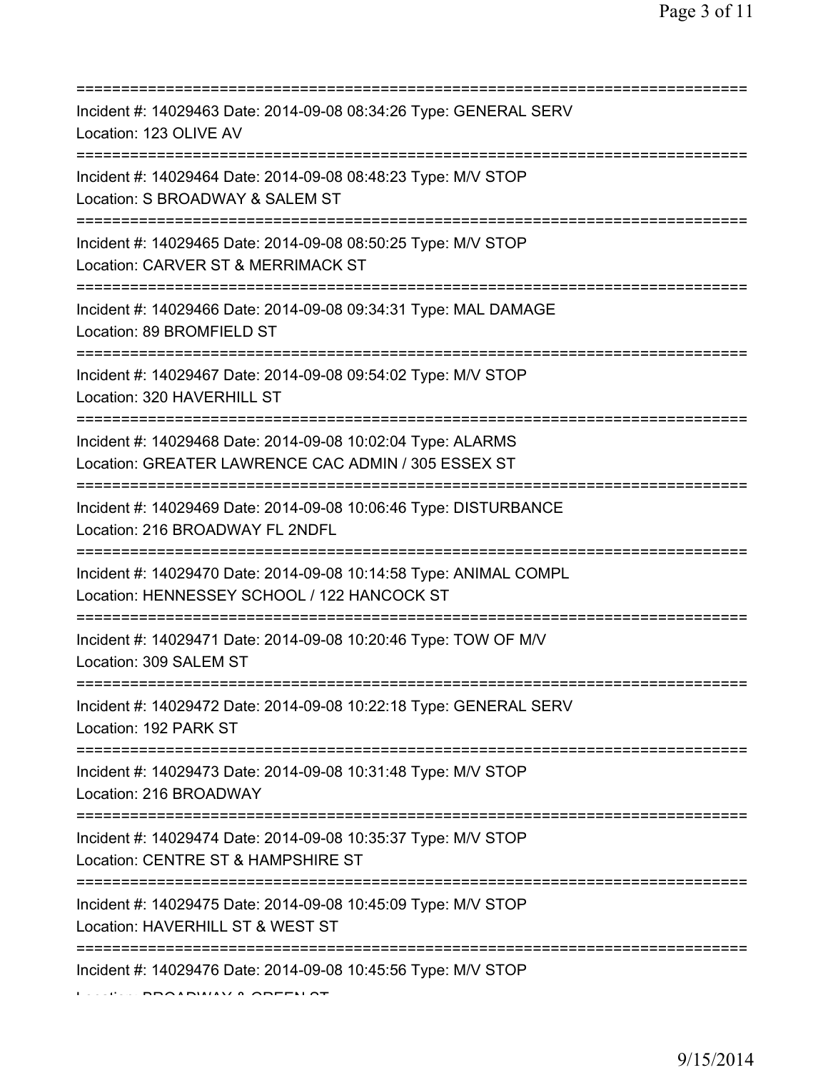===========================================================================

Incident #: 14029463 Date: 2014-09-08 08:34:26 Type: GENERAL SERV

Location: 123 OLIVE AV

===========================================================================

Incident #: 14029464 Date: 2014-09-08 08:48:23 Type: M/V STOP

Location: S BROADWAY & SALEM ST

===========================================================================

Incident #: 14029465 Date: 2014-09-08 08:50:25 Type: M/V STOP

Location: CARVER ST & MERRIMACK ST

===========================================================================

Incident #: 14029466 Date: 2014-09-08 09:34:31 Type: MAL DAMAGE

Location: 89 BROMFIELD ST

===========================================================================

Incident #: 14029467 Date: 2014-09-08 09:54:02 Type: M/V STOP

Location: 320 HAVERHILL ST

===========================================================================

Incident #: 14029468 Date: 2014-09-08 10:02:04 Type: ALARMS

Location: GREATER LAWRENCE CAC ADMIN / 305 ESSEX ST

===========================================================================

Incident #: 14029469 Date: 2014-09-08 10:06:46 Type: DISTURBANCE

Location: 216 BROADWAY FL 2NDFL

===========================================================================

Incident #: 14029470 Date: 2014-09-08 10:14:58 Type: ANIMAL COMPL

Location: HENNESSEY SCHOOL / 122 HANCOCK ST

===========================================================================

Incident #: 14029471 Date: 2014-09-08 10:20:46 Type: TOW OF M/V

Location: 309 SALEM ST

===========================================================================

Incident #: 14029472 Date: 2014-09-08 10:22:18 Type: GENERAL SERV

Location: 192 PARK ST

===========================================================================

Incident #: 14029473 Date: 2014-09-08 10:31:48 Type: M/V STOP

Location: 216 BROADWAY

===========================================================================

Incident #: 14029474 Date: 2014-09-08 10:35:37 Type: M/V STOP

Location: CENTRE ST & HAMPSHIRE ST

===========================================================================

Incident #: 14029475 Date: 2014-09-08 10:45:09 Type: M/V STOP

Location: HAVERHILL ST & WEST ST

===========================================================================

Incident #: 14029476 Date: 2014-09-08 10:45:56 Type: M/V STOP

Location: BROADWAY & GREEN ST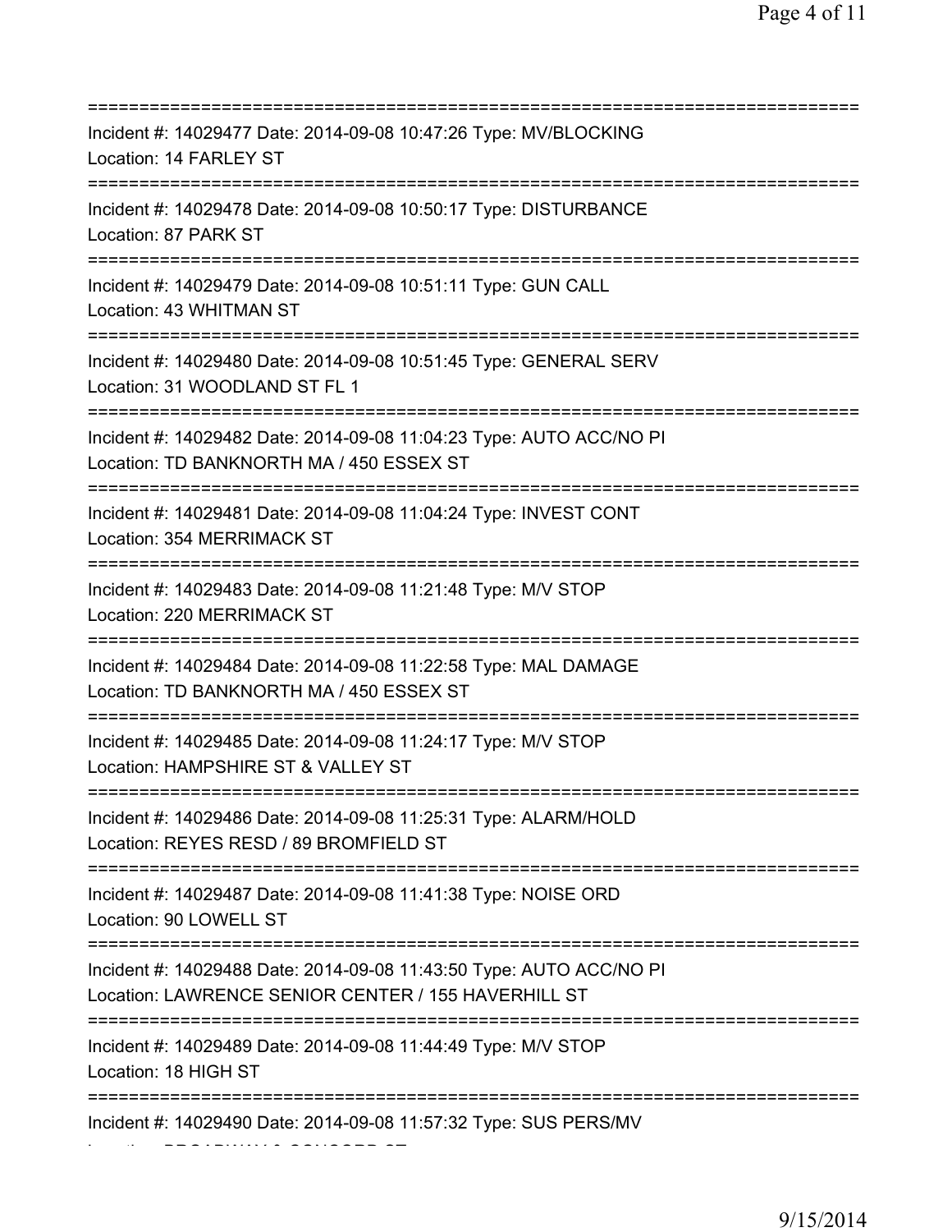===========================================================================

Incident #: 14029477 Date: 2014-09-08 10:47:26 Type: MV/BLOCKING
Location: 14 FARLEY ST

===========================================================================

Incident #: 14029478 Date: 2014-09-08 10:50:17 Type: DISTURBANCE
Location: 87 PARK ST

===========================================================================

Incident #: 14029479 Date: 2014-09-08 10:51:11 Type: GUN CALL
Location: 43 WHITMAN ST

===========================================================================

Incident #: 14029480 Date: 2014-09-08 10:51:45 Type: GENERAL SERV
Location: 31 WOODLAND ST FL 1

===========================================================================

Incident #: 14029482 Date: 2014-09-08 11:04:23 Type: AUTO ACC/NO PI
Location: TD BANKNORTH MA / 450 ESSEX ST

===========================================================================

Incident #: 14029481 Date: 2014-09-08 11:04:24 Type: INVEST CONT
Location: 354 MERRIMACK ST

===========================================================================

Incident #: 14029483 Date: 2014-09-08 11:21:48 Type: M/V STOP
Location: 220 MERRIMACK ST

===========================================================================

Incident #: 14029484 Date: 2014-09-08 11:22:58 Type: MAL DAMAGE
Location: TD BANKNORTH MA / 450 ESSEX ST

===========================================================================

Incident #: 14029485 Date: 2014-09-08 11:24:17 Type: M/V STOP
Location: HAMPSHIRE ST & VALLEY ST

===========================================================================

Incident #: 14029486 Date: 2014-09-08 11:25:31 Type: ALARM/HOLD
Location: REYES RESD / 89 BROMFIELD ST

===========================================================================

Incident #: 14029487 Date: 2014-09-08 11:41:38 Type: NOISE ORD
Location: 90 LOWELL ST

===========================================================================

Incident #: 14029488 Date: 2014-09-08 11:43:50 Type: AUTO ACC/NO PI
Location: LAWRENCE SENIOR CENTER / 155 HAVERHILL ST

===========================================================================

Incident #: 14029489 Date: 2014-09-08 11:44:49 Type: M/V STOP
Location: 18 HIGH ST

===========================================================================

Incident #: 14029490 Date: 2014-09-08 11:57:32 Type: SUS PERS/MV
Location: BROADWAY & CONCORD ST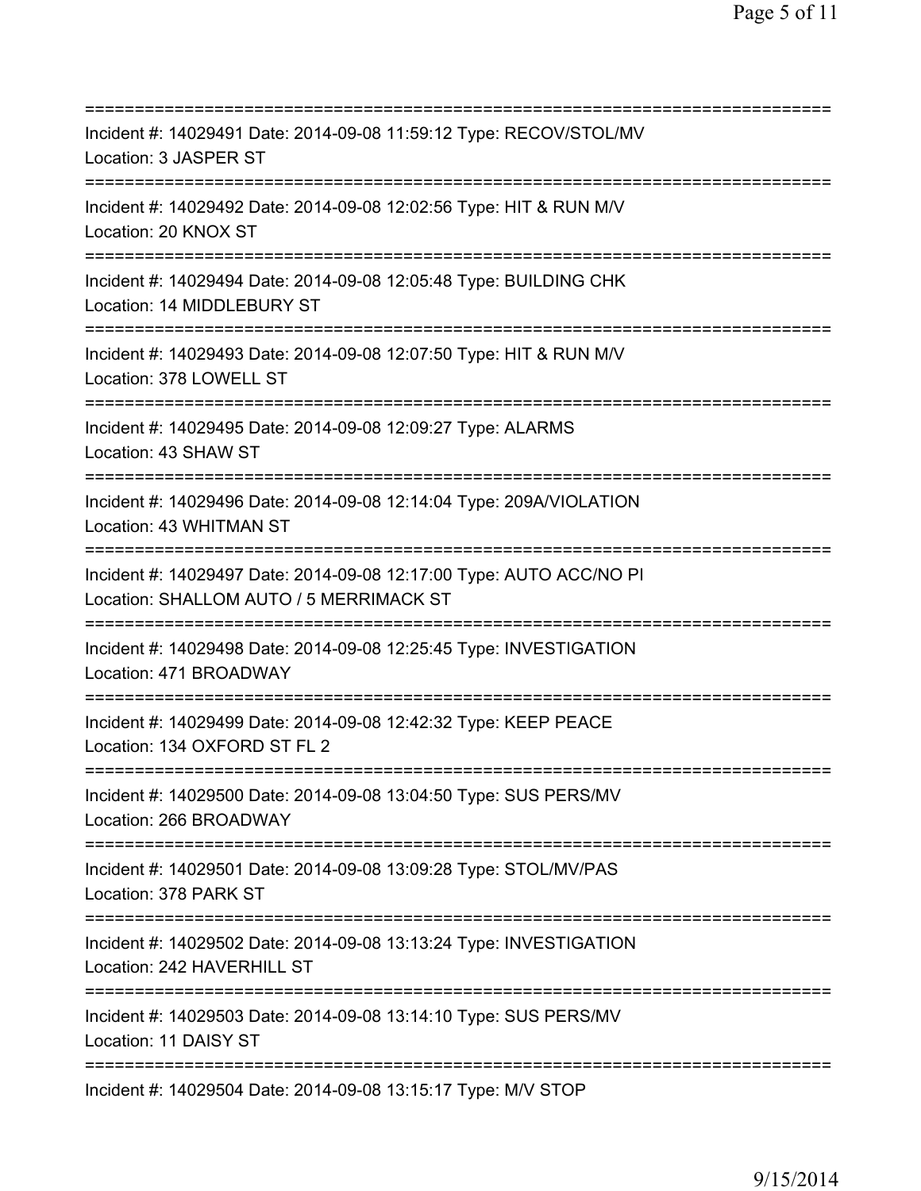==============================================================================
Incident #: 14029491 Date: 2014-09-08 11:59:12 Type: RECOV/STOL/MV
Location: 3 JASPER ST
==============================================================================
Incident #: 14029492 Date: 2014-09-08 12:02:56 Type: HIT & RUN M/V
Location: 20 KNOX ST
==============================================================================
Incident #: 14029494 Date: 2014-09-08 12:05:48 Type: BUILDING CHK
Location: 14 MIDDLEBURY ST
==============================================================================
Incident #: 14029493 Date: 2014-09-08 12:07:50 Type: HIT & RUN M/V
Location: 378 LOWELL ST
==============================================================================
Incident #: 14029495 Date: 2014-09-08 12:09:27 Type: ALARMS
Location: 43 SHAW ST
==============================================================================
Incident #: 14029496 Date: 2014-09-08 12:14:04 Type: 209A/VIOLATION
Location: 43 WHITMAN ST
==============================================================================
Incident #: 14029497 Date: 2014-09-08 12:17:00 Type: AUTO ACC/NO PI
Location: SHALLOM AUTO / 5 MERRIMACK ST
==============================================================================
Incident #: 14029498 Date: 2014-09-08 12:25:45 Type: INVESTIGATION
Location: 471 BROADWAY
==============================================================================
Incident #: 14029499 Date: 2014-09-08 12:42:32 Type: KEEP PEACE
Location: 134 OXFORD ST FL 2
==============================================================================
Incident #: 14029500 Date: 2014-09-08 13:04:50 Type: SUS PERS/MV
Location: 266 BROADWAY
==============================================================================
Incident #: 14029501 Date: 2014-09-08 13:09:28 Type: STOL/MV/PAS
Location: 378 PARK ST
==============================================================================
Incident #: 14029502 Date: 2014-09-08 13:13:24 Type: INVESTIGATION
Location: 242 HAVERHILL ST
==============================================================================
Incident #: 14029503 Date: 2014-09-08 13:14:10 Type: SUS PERS/MV
Location: 11 DAISY ST
==============================================================================
Incident #: 14029504 Date: 2014-09-08 13:15:17 Type: M/V STOP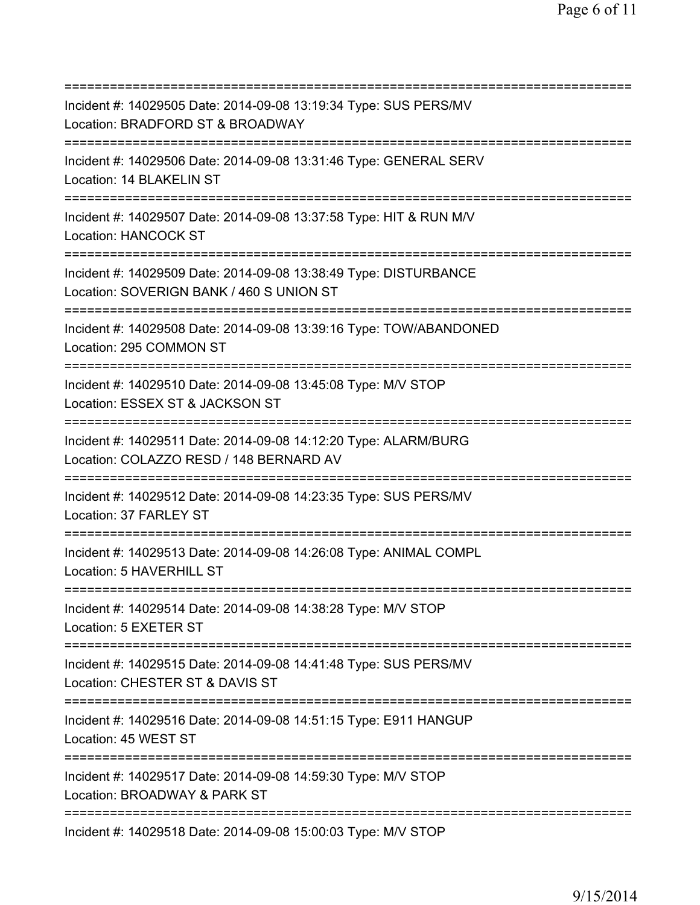==============================================================================
Incident #: 14029505 Date: 2014-09-08 13:19:34 Type: SUS PERS/MV
Location: BRADFORD ST & BROADWAY
==============================================================================
Incident #: 14029506 Date: 2014-09-08 13:31:46 Type: GENERAL SERV
Location: 14 BLAKELIN ST
==============================================================================
Incident #: 14029507 Date: 2014-09-08 13:37:58 Type: HIT & RUN M/V
Location: HANCOCK ST
==============================================================================
Incident #: 14029509 Date: 2014-09-08 13:38:49 Type: DISTURBANCE
Location: SOVERIGN BANK / 460 S UNION ST
==============================================================================
Incident #: 14029508 Date: 2014-09-08 13:39:16 Type: TOW/ABANDONED
Location: 295 COMMON ST
==============================================================================
Incident #: 14029510 Date: 2014-09-08 13:45:08 Type: M/V STOP
Location: ESSEX ST & JACKSON ST
==============================================================================
Incident #: 14029511 Date: 2014-09-08 14:12:20 Type: ALARM/BURG
Location: COLAZZO RESD / 148 BERNARD AV
==============================================================================
Incident #: 14029512 Date: 2014-09-08 14:23:35 Type: SUS PERS/MV
Location: 37 FARLEY ST
==============================================================================
Incident #: 14029513 Date: 2014-09-08 14:26:08 Type: ANIMAL COMPL
Location: 5 HAVERHILL ST
==============================================================================
Incident #: 14029514 Date: 2014-09-08 14:38:28 Type: M/V STOP
Location: 5 EXETER ST
==============================================================================
Incident #: 14029515 Date: 2014-09-08 14:41:48 Type: SUS PERS/MV
Location: CHESTER ST & DAVIS ST
==============================================================================
Incident #: 14029516 Date: 2014-09-08 14:51:15 Type: E911 HANGUP
Location: 45 WEST ST
==============================================================================
Incident #: 14029517 Date: 2014-09-08 14:59:30 Type: M/V STOP
Location: BROADWAY & PARK ST
==============================================================================
Incident #: 14029518 Date: 2014-09-08 15:00:03 Type: M/V STOP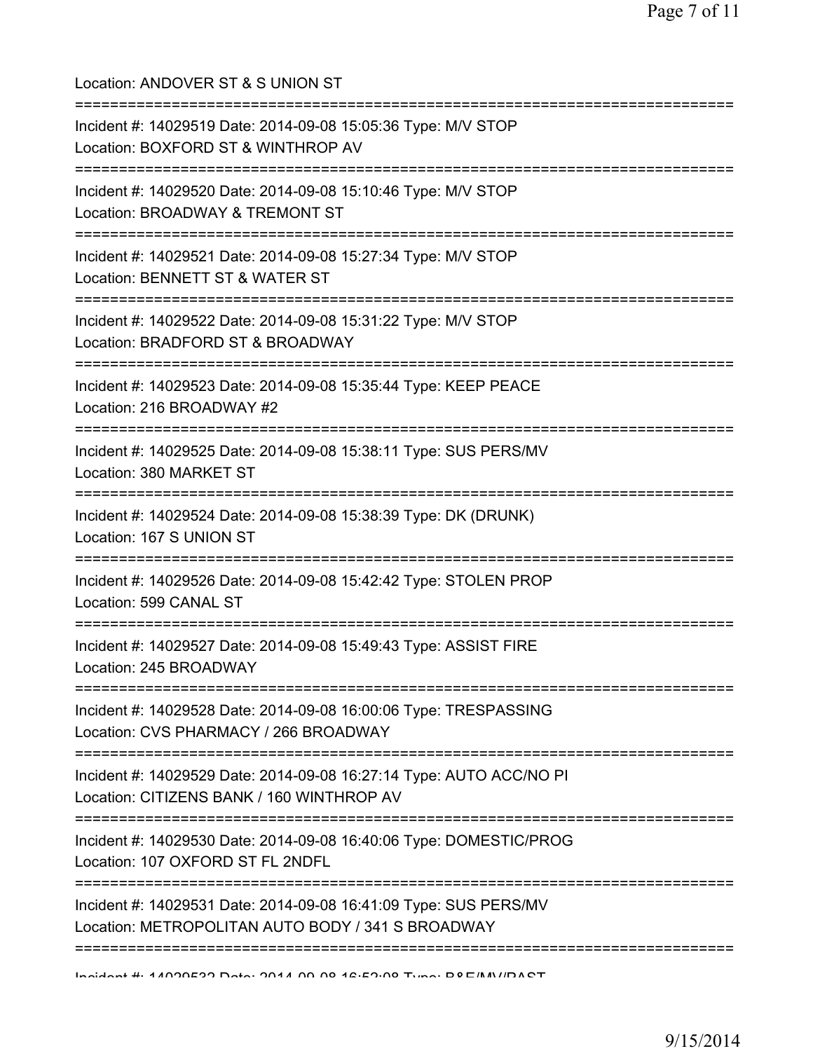Location: ANDOVER ST & S UNION ST

===========================================================================

Incident #: 14029519 Date: 2014-09-08 15:05:36 Type: M/V STOP
Location: BOXFORD ST & WINTHROP AV

===========================================================================

Incident #: 14029520 Date: 2014-09-08 15:10:46 Type: M/V STOP
Location: BROADWAY & TREMONT ST

===========================================================================

Incident #: 14029521 Date: 2014-09-08 15:27:34 Type: M/V STOP
Location: BENNETT ST & WATER ST

===========================================================================

Incident #: 14029522 Date: 2014-09-08 15:31:22 Type: M/V STOP
Location: BRADFORD ST & BROADWAY

===========================================================================

Incident #: 14029523 Date: 2014-09-08 15:35:44 Type: KEEP PEACE
Location: 216 BROADWAY #2

===========================================================================

Incident #: 14029525 Date: 2014-09-08 15:38:11 Type: SUS PERS/MV
Location: 380 MARKET ST

===========================================================================

Incident #: 14029524 Date: 2014-09-08 15:38:39 Type: DK (DRUNK)
Location: 167 S UNION ST

===========================================================================

Incident #: 14029526 Date: 2014-09-08 15:42:42 Type: STOLEN PROP
Location: 599 CANAL ST

===========================================================================

Incident #: 14029527 Date: 2014-09-08 15:49:43 Type: ASSIST FIRE
Location: 245 BROADWAY

===========================================================================

Incident #: 14029528 Date: 2014-09-08 16:00:06 Type: TRESPASSING
Location: CVS PHARMACY / 266 BROADWAY

===========================================================================

Incident #: 14029529 Date: 2014-09-08 16:27:14 Type: AUTO ACC/NO PI
Location: CITIZENS BANK / 160 WINTHROP AV

===========================================================================

Incident #: 14029530 Date: 2014-09-08 16:40:06 Type: DOMESTIC/PROG
Location: 107 OXFORD ST FL 2NDFL

===========================================================================

Incident #: 14029531 Date: 2014-09-08 16:41:09 Type: SUS PERS/MV
Location: METROPOLITAN AUTO BODY / 341 S BROADWAY

===========================================================================

Incident #: 14029532 Date: 2014-09-08 16:52:08 Type: B&E/MV/PAST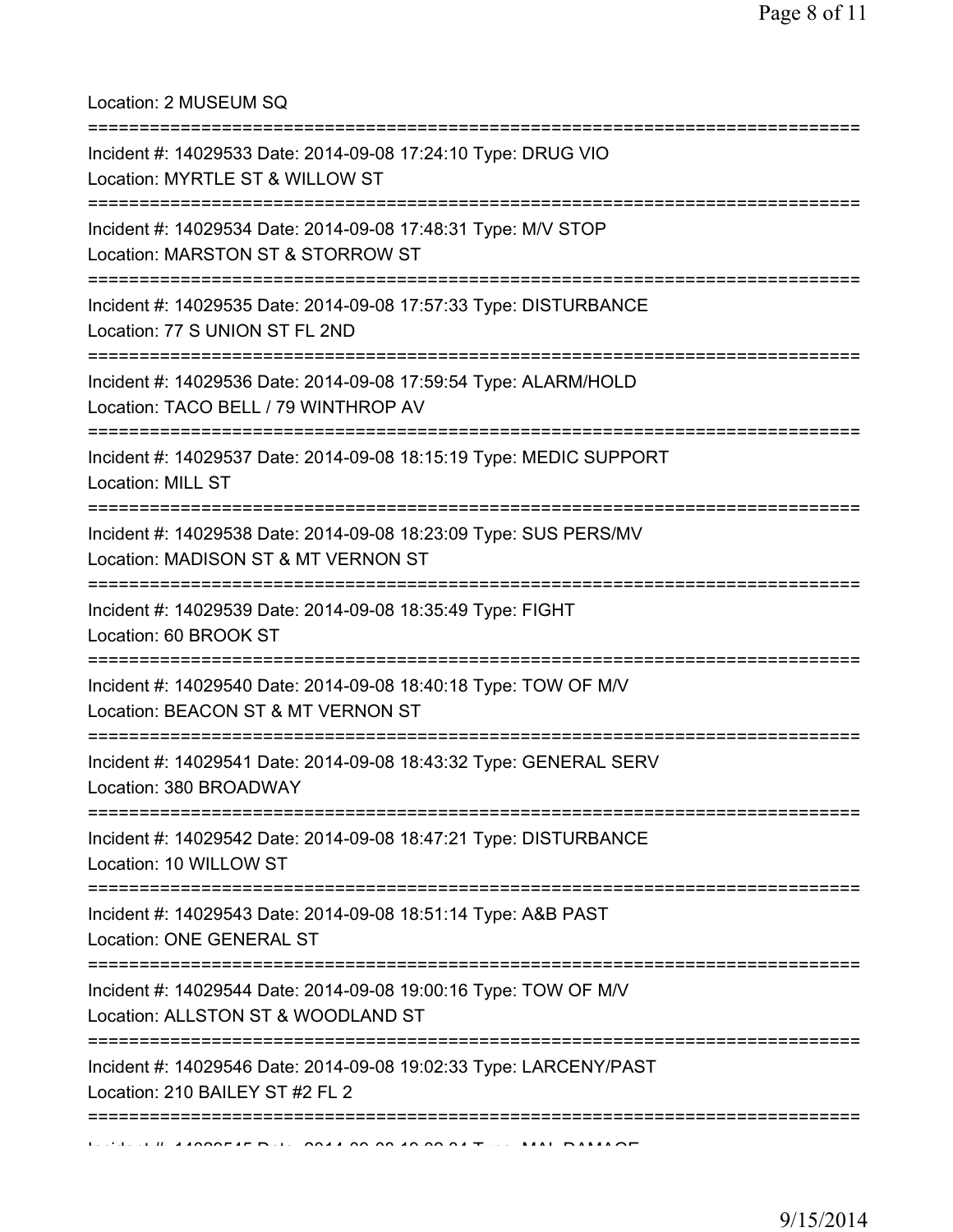Location: 2 MUSEUM SQ

===========================================================================

Incident #: 14029533 Date: 2014-09-08 17:24:10 Type: DRUG VIO
Location: MYRTLE ST & WILLOW ST

===========================================================================

Incident #: 14029534 Date: 2014-09-08 17:48:31 Type: M/V STOP
Location: MARSTON ST & STORROW ST

===========================================================================

Incident #: 14029535 Date: 2014-09-08 17:57:33 Type: DISTURBANCE
Location: 77 S UNION ST FL 2ND

===========================================================================

Incident #: 14029536 Date: 2014-09-08 17:59:54 Type: ALARM/HOLD
Location: TACO BELL / 79 WINTHROP AV

===========================================================================

Incident #: 14029537 Date: 2014-09-08 18:15:19 Type: MEDIC SUPPORT
Location: MILL ST

===========================================================================

Incident #: 14029538 Date: 2014-09-08 18:23:09 Type: SUS PERS/MV
Location: MADISON ST & MT VERNON ST

===========================================================================

Incident #: 14029539 Date: 2014-09-08 18:35:49 Type: FIGHT
Location: 60 BROOK ST

===========================================================================

Incident #: 14029540 Date: 2014-09-08 18:40:18 Type: TOW OF M/V
Location: BEACON ST & MT VERNON ST

===========================================================================

Incident #: 14029541 Date: 2014-09-08 18:43:32 Type: GENERAL SERV
Location: 380 BROADWAY

===========================================================================

Incident #: 14029542 Date: 2014-09-08 18:47:21 Type: DISTURBANCE
Location: 10 WILLOW ST

===========================================================================

Incident #: 14029543 Date: 2014-09-08 18:51:14 Type: A&B PAST
Location: ONE GENERAL ST

===========================================================================

Incident #: 14029544 Date: 2014-09-08 19:00:16 Type: TOW OF M/V
Location: ALLSTON ST & WOODLAND ST

===========================================================================

Incident #: 14029546 Date: 2014-09-08 19:02:33 Type: LARCENY/PAST
Location: 210 BAILEY ST #2 FL 2

===========================================================================

Incident #: 14029545 Date: 2014-09-08 19:02:34 Type: MAL DAMAGE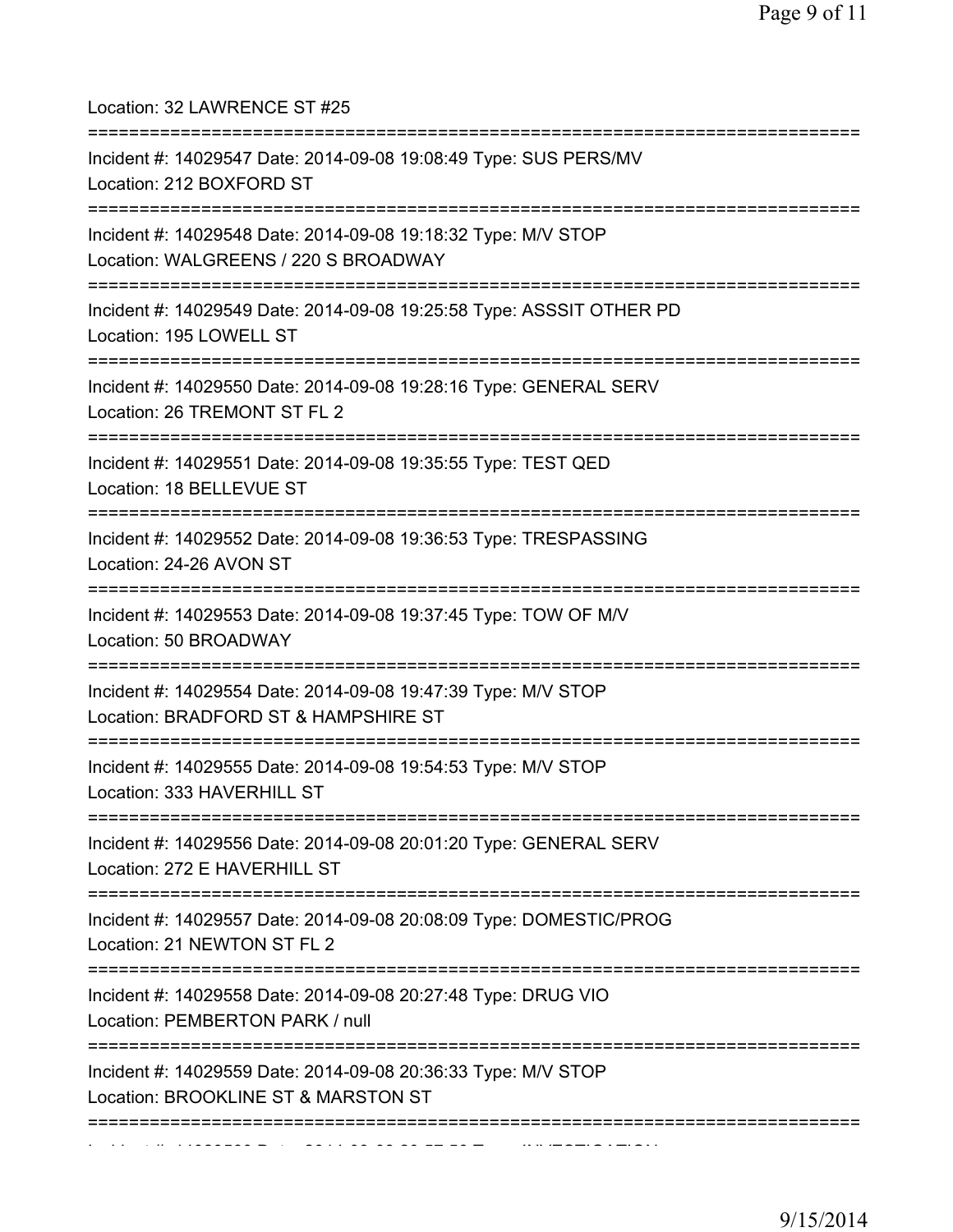Location: 32 LAWRENCE ST #25

===========================================================================

Incident #: 14029547 Date: 2014-09-08 19:08:49 Type: SUS PERS/MV

Location: 212 BOXFORD ST

===========================================================================

Incident #: 14029548 Date: 2014-09-08 19:18:32 Type: M/V STOP

Location: WALGREENS / 220 S BROADWAY

===========================================================================

Incident #: 14029549 Date: 2014-09-08 19:25:58 Type: ASSSIT OTHER PD

Location: 195 LOWELL ST

===========================================================================

Incident #: 14029550 Date: 2014-09-08 19:28:16 Type: GENERAL SERV

Location: 26 TREMONT ST FL 2

===========================================================================

Incident #: 14029551 Date: 2014-09-08 19:35:55 Type: TEST QED

Location: 18 BELLEVUE ST

===========================================================================

Incident #: 14029552 Date: 2014-09-08 19:36:53 Type: TRESPASSING

Location: 24-26 AVON ST

===========================================================================

Incident #: 14029553 Date: 2014-09-08 19:37:45 Type: TOW OF M/V

Location: 50 BROADWAY

===========================================================================

Incident #: 14029554 Date: 2014-09-08 19:47:39 Type: M/V STOP

Location: BRADFORD ST & HAMPSHIRE ST

===========================================================================

Incident #: 14029555 Date: 2014-09-08 19:54:53 Type: M/V STOP

Location: 333 HAVERHILL ST

===========================================================================

Incident #: 14029556 Date: 2014-09-08 20:01:20 Type: GENERAL SERV

Location: 272 E HAVERHILL ST

===========================================================================

Incident #: 14029557 Date: 2014-09-08 20:08:09 Type: DOMESTIC/PROG

Location: 21 NEWTON ST FL 2

===========================================================================

Incident #: 14029558 Date: 2014-09-08 20:27:48 Type: DRUG VIO

Location: PEMBERTON PARK / null

===========================================================================

Incident #: 14029559 Date: 2014-09-08 20:36:33 Type: M/V STOP

Location: BROOKLINE ST & MARSTON ST

===========================================================================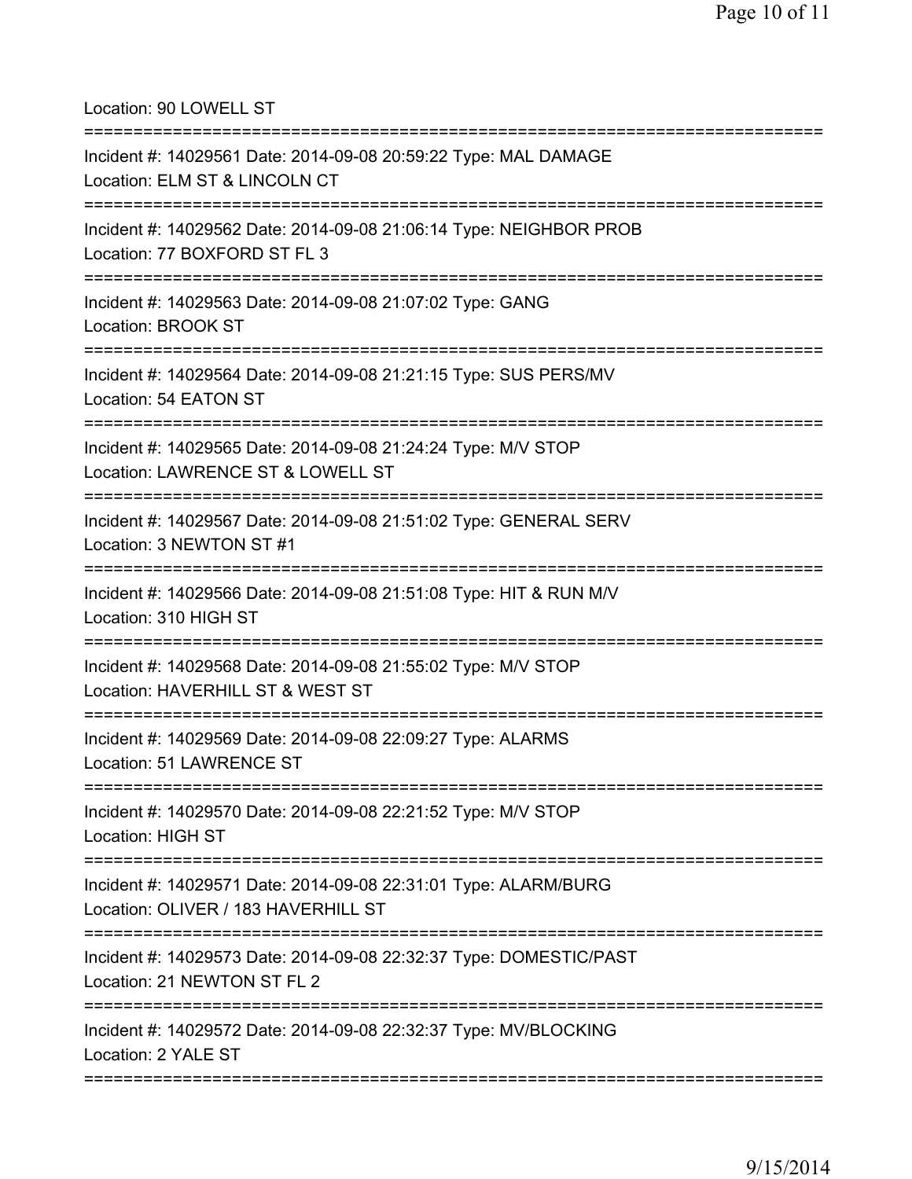Location: 90 LOWELL ST

===========================================================================

Incident #: 14029561 Date: 2014-09-08 20:59:22 Type: MAL DAMAGE
Location: ELM ST & LINCOLN CT

===========================================================================

Incident #: 14029562 Date: 2014-09-08 21:06:14 Type: NEIGHBOR PROB
Location: 77 BOXFORD ST FL 3

===========================================================================

Incident #: 14029563 Date: 2014-09-08 21:07:02 Type: GANG
Location: BROOK ST

===========================================================================

Incident #: 14029564 Date: 2014-09-08 21:21:15 Type: SUS PERS/MV
Location: 54 EATON ST

===========================================================================

Incident #: 14029565 Date: 2014-09-08 21:24:24 Type: M/V STOP
Location: LAWRENCE ST & LOWELL ST

===========================================================================

Incident #: 14029567 Date: 2014-09-08 21:51:02 Type: GENERAL SERV
Location: 3 NEWTON ST #1

===========================================================================

Incident #: 14029566 Date: 2014-09-08 21:51:08 Type: HIT & RUN M/V
Location: 310 HIGH ST

===========================================================================

Incident #: 14029568 Date: 2014-09-08 21:55:02 Type: M/V STOP
Location: HAVERHILL ST & WEST ST

===========================================================================

Incident #: 14029569 Date: 2014-09-08 22:09:27 Type: ALARMS
Location: 51 LAWRENCE ST

===========================================================================

Incident #: 14029570 Date: 2014-09-08 22:21:52 Type: M/V STOP
Location: HIGH ST

===========================================================================

Incident #: 14029571 Date: 2014-09-08 22:31:01 Type: ALARM/BURG
Location: OLIVER / 183 HAVERHILL ST

===========================================================================

Incident #: 14029573 Date: 2014-09-08 22:32:37 Type: DOMESTIC/PAST
Location: 21 NEWTON ST FL 2

===========================================================================

Incident #: 14029572 Date: 2014-09-08 22:32:37 Type: MV/BLOCKING
Location: 2 YALE ST

===========================================================================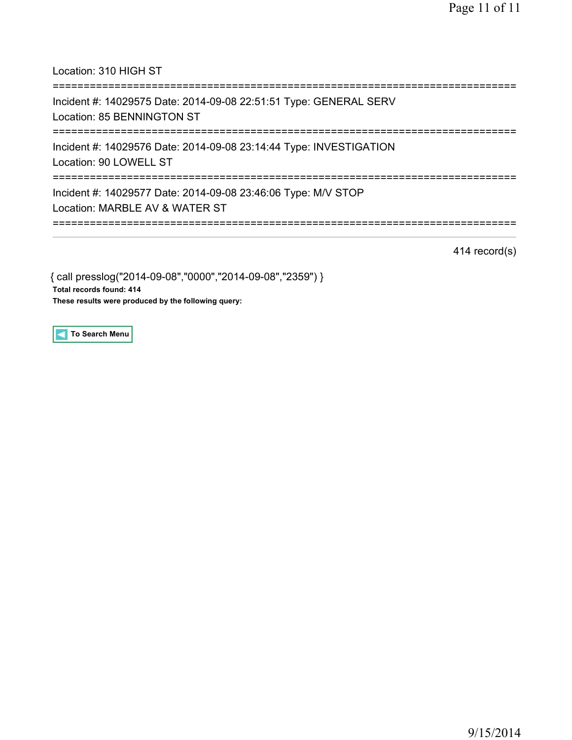Location: 310 HIGH ST

===========================================================================

Incident #: 14029575 Date: 2014-09-08 22:51:51 Type: GENERAL SERV

Location: 85 BENNINGTON ST

===========================================================================

Incident #: 14029576 Date: 2014-09-08 23:14:44 Type: INVESTIGATION

Location: 90 LOWELL ST

===========================================================================

Incident #: 14029577 Date: 2014-09-08 23:46:06 Type: M/V STOP

Location: MARBLE AV & WATER ST

===========================================================================

414 record(s)

{ call presslog("2014-09-08","0000","2014-09-08","2359") }

**Total records found: 414**

**These results were produced by the following query:**

To Search Menu